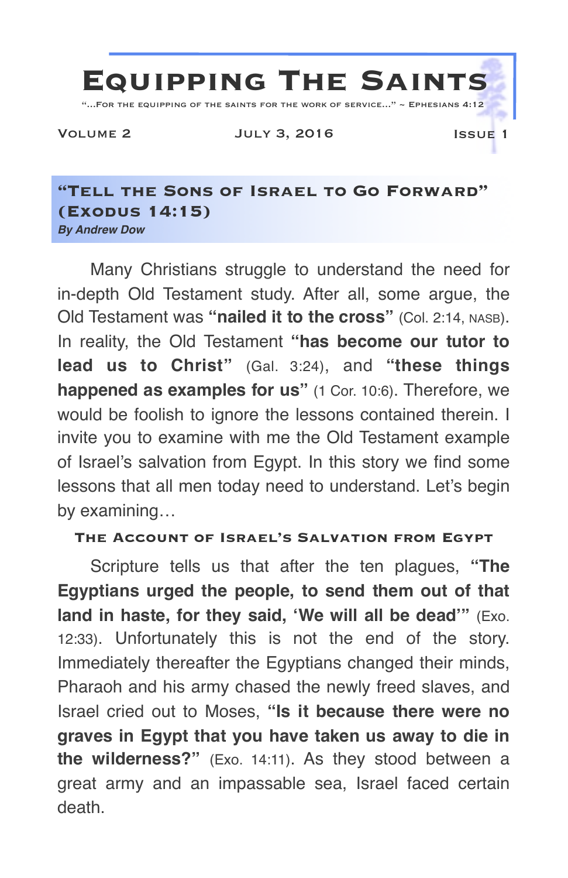# Equipping The Saints

"...For the equipping of the saints for the work of service..." ~ Ephesians 4:12

Volume 2 — July 3, 2016 — Issue 1

## "Tell the Sons of Israel to Go Forward" (Exodus 14:15)

***By Andrew Dow***

Many Christians struggle to understand the need for in-depth Old Testament study. After all, some argue, the Old Testament was **"nailed it to the cross"** (Col. 2:14, NASB). In reality, the Old Testament **"has become our tutor to lead us to Christ"** (Gal. 3:24), and **"these things happened as examples for us"** (1 Cor. 10:6). Therefore, we would be foolish to ignore the lessons contained therein. I invite you to examine with me the Old Testament example of Israel's salvation from Egypt. In this story we find some lessons that all men today need to understand. Let's begin by examining…

### The Account of Israel's Salvation from Egypt

Scripture tells us that after the ten plagues, **"The Egyptians urged the people, to send them out of that land in haste, for they said, 'We will all be dead'"** (Exo. 12:33). Unfortunately this is not the end of the story. Immediately thereafter the Egyptians changed their minds, Pharaoh and his army chased the newly freed slaves, and Israel cried out to Moses, **"Is it because there were no graves in Egypt that you have taken us away to die in the wilderness?"** (Exo. 14:11). As they stood between a great army and an impassable sea, Israel faced certain death.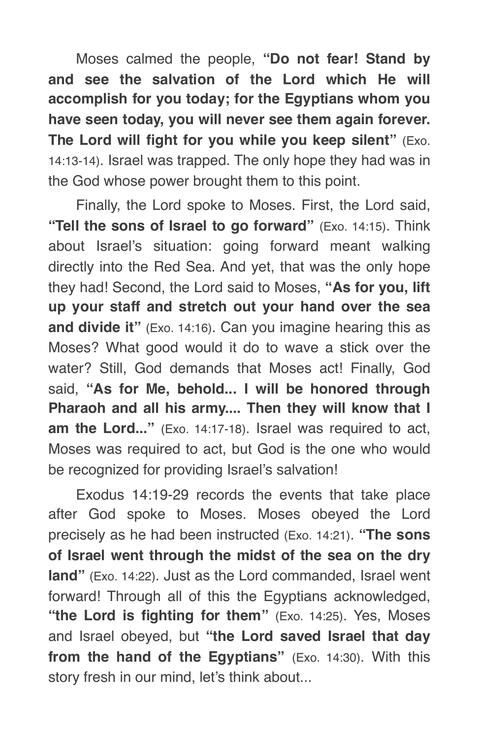Moses calmed the people, **"Do not fear! Stand by and see the salvation of the Lord which He will accomplish for you today; for the Egyptians whom you have seen today, you will never see them again forever. The Lord will fight for you while you keep silent"** (Exo. 14:13-14). Israel was trapped. The only hope they had was in the God whose power brought them to this point.

Finally, the Lord spoke to Moses. First, the Lord said, **"Tell the sons of Israel to go forward"** (Exo. 14:15). Think about Israel's situation: going forward meant walking directly into the Red Sea. And yet, that was the only hope they had! Second, the Lord said to Moses, **"As for you, lift up your staff and stretch out your hand over the sea and divide it"** (Exo. 14:16). Can you imagine hearing this as Moses? What good would it do to wave a stick over the water? Still, God demands that Moses act! Finally, God said, **"As for Me, behold... I will be honored through Pharaoh and all his army.... Then they will know that I am the Lord..."** (Exo. 14:17-18). Israel was required to act, Moses was required to act, but God is the one who would be recognized for providing Israel's salvation!

Exodus 14:19-29 records the events that take place after God spoke to Moses. Moses obeyed the Lord precisely as he had been instructed (Exo. 14:21). **"The sons of Israel went through the midst of the sea on the dry land"** (Exo. 14:22). Just as the Lord commanded, Israel went forward! Through all of this the Egyptians acknowledged, **"the Lord is fighting for them"** (Exo. 14:25). Yes, Moses and Israel obeyed, but **"the Lord saved Israel that day from the hand of the Egyptians"** (Exo. 14:30). With this story fresh in our mind, let's think about...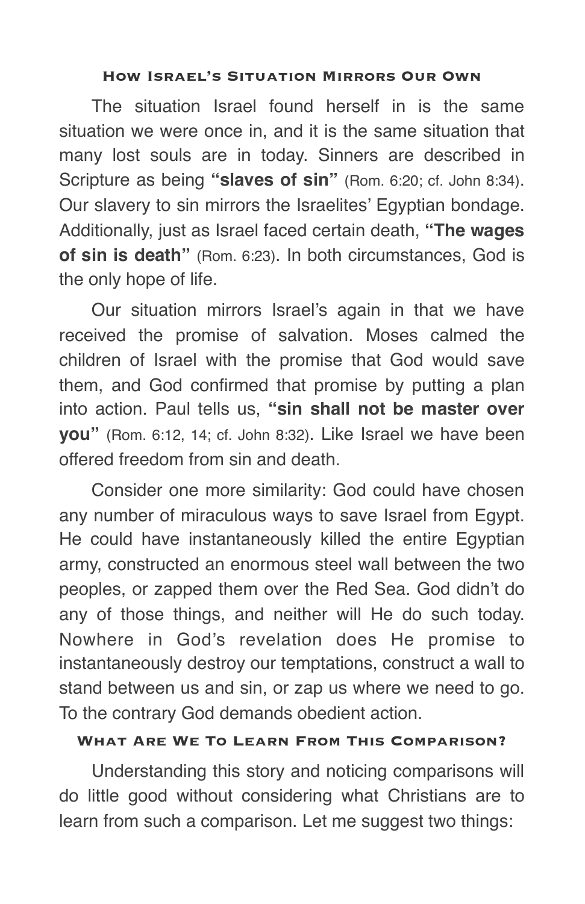## How Israel's Situation Mirrors Our Own

The situation Israel found herself in is the same situation we were once in, and it is the same situation that many lost souls are in today. Sinners are described in Scripture as being **"slaves of sin"** (Rom. 6:20; cf. John 8:34). Our slavery to sin mirrors the Israelites' Egyptian bondage. Additionally, just as Israel faced certain death, **"The wages of sin is death"** (Rom. 6:23). In both circumstances, God is the only hope of life.

Our situation mirrors Israel's again in that we have received the promise of salvation. Moses calmed the children of Israel with the promise that God would save them, and God confirmed that promise by putting a plan into action. Paul tells us, **"sin shall not be master over you"** (Rom. 6:12, 14; cf. John 8:32). Like Israel we have been offered freedom from sin and death.

Consider one more similarity: God could have chosen any number of miraculous ways to save Israel from Egypt. He could have instantaneously killed the entire Egyptian army, constructed an enormous steel wall between the two peoples, or zapped them over the Red Sea. God didn't do any of those things, and neither will He do such today. Nowhere in God's revelation does He promise to instantaneously destroy our temptations, construct a wall to stand between us and sin, or zap us where we need to go. To the contrary God demands obedient action.

## What Are We To Learn From This Comparison?

Understanding this story and noticing comparisons will do little good without considering what Christians are to learn from such a comparison. Let me suggest two things: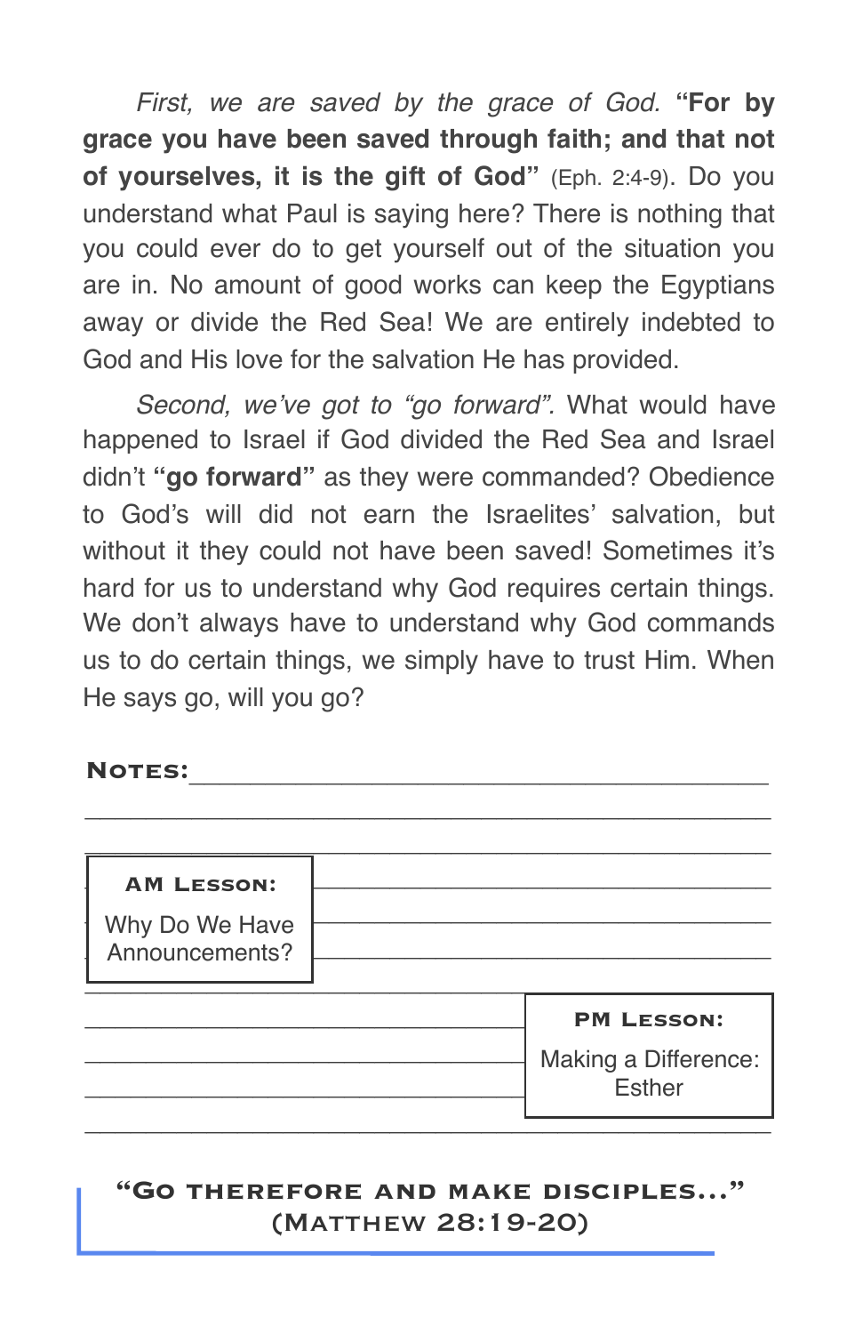*First, we are saved by the grace of God.* **"For by grace you have been saved through faith; and that not of yourselves, it is the gift of God"** (Eph. 2:4-9). Do you understand what Paul is saying here? There is nothing that you could ever do to get yourself out of the situation you are in. No amount of good works can keep the Egyptians away or divide the Red Sea! We are entirely indebted to God and His love for the salvation He has provided.

*Second, we've got to "go forward".* What would have happened to Israel if God divided the Red Sea and Israel didn't **"go forward"** as they were commanded? Obedience to God's will did not earn the Israelites' salvation, but without it they could not have been saved! Sometimes it's hard for us to understand why God requires certain things. We don't always have to understand why God commands us to do certain things, we simply have to trust Him. When He says go, will you go?

**Notes:**

**AM Lesson:**
Why Do We Have Announcements?

**PM Lesson:**
Making a Difference: Esther

**"Go therefore and make disciples..."**
**(Matthew 28:19-20)**